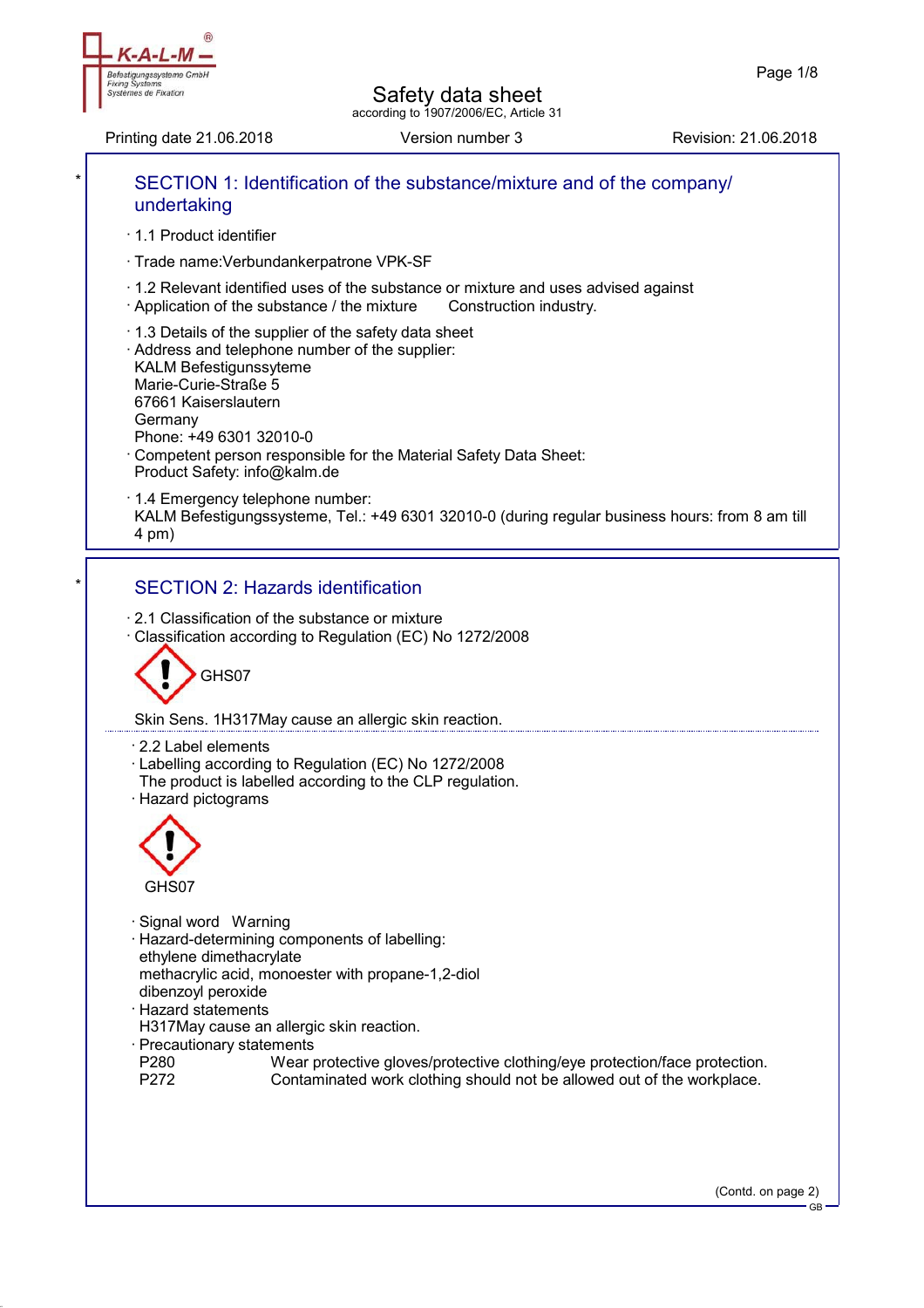# Safety data sheet

according to 1907/2006/EC, Article 31

Printing date 21.06.2018 Version number 3 Revision: 21.06.2018

## SECTION 1: Identification of the substance/mixture and of the company/ undertaking

· 1.1 Product identifier

· Trade name:Verbundankerpatrone VPK-SF

· 1.2 Relevant identified uses of the substance or mixture and uses advised against
· Application of the substance / the mixture Construction industry.

· 1.3 Details of the supplier of the safety data sheet
· Address and telephone number of the supplier:
KALM Befestigunssyteme
Marie-Curie-Straße 5
67661 Kaiserslautern
Germany
Phone: +49 6301 32010-0
· Competent person responsible for the Material Safety Data Sheet:
Product Safety: info@kalm.de

· 1.4 Emergency telephone number:
KALM Befestigungssysteme, Tel.: +49 6301 32010-0 (during regular business hours: from 8 am till 4 pm)

## SECTION 2: Hazards identification

· 2.1 Classification of the substance or mixture
· Classification according to Regulation (EC) No 1272/2008

GHS07

Skin Sens. 1H317May cause an allergic skin reaction.

· 2.2 Label elements
· Labelling according to Regulation (EC) No 1272/2008
The product is labelled according to the CLP regulation.
· Hazard pictograms

GHS07

· Signal word Warning
· Hazard-determining components of labelling:
ethylene dimethacrylate
methacrylic acid, monoester with propane-1,2-diol
dibenzoyl peroxide
· Hazard statements
H317May cause an allergic skin reaction.
· Precautionary statements

| | |
|---|---|
| P280 | Wear protective gloves/protective clothing/eye protection/face protection. |
| P272 | Contaminated work clothing should not be allowed out of the workplace. |

(Contd. on page 2)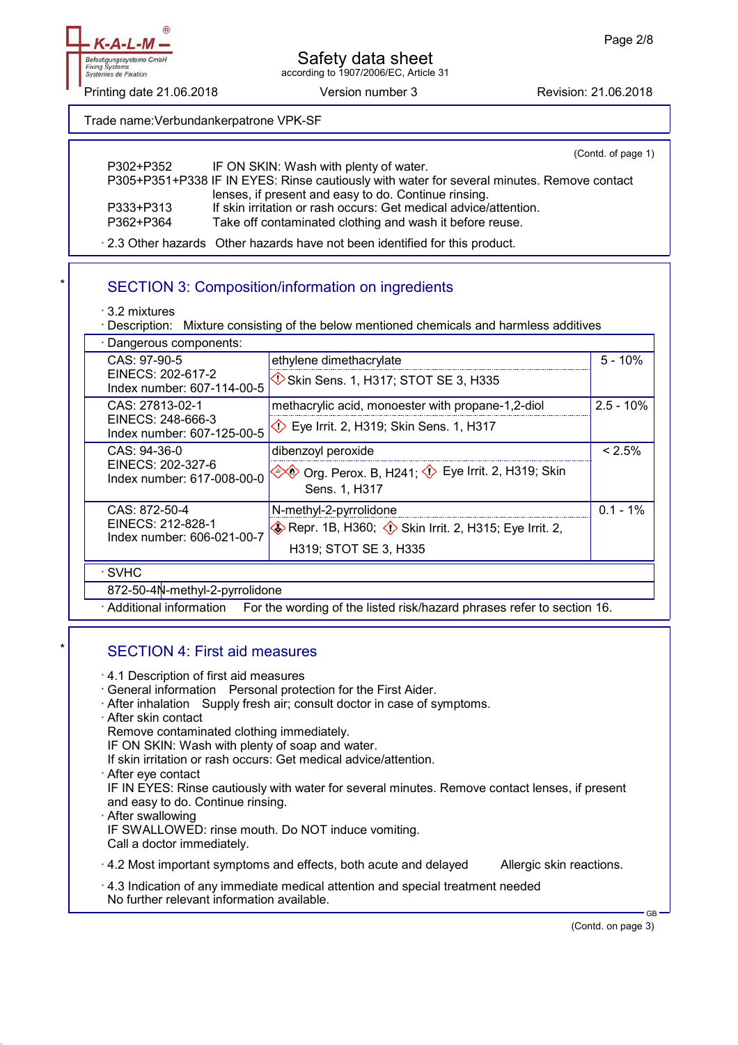Trade name:Verbundankerpatrone VPK-SF

(Contd. of page 1)

P302+P352 IF ON SKIN: Wash with plenty of water.
P305+P351+P338 IF IN EYES: Rinse cautiously with water for several minutes. Remove contact lenses, if present and easy to do. Continue rinsing.
P333+P313 If skin irritation or rash occurs: Get medical advice/attention.
P362+P364 Take off contaminated clothing and wash it before reuse.

· 2.3 Other hazards Other hazards have not been identified for this product.

## SECTION 3: Composition/information on ingredients

· 3.2 mixtures
· Description: Mixture consisting of the below mentioned chemicals and harmless additives

| · Dangerous components: | | |
|---|---|---|
| CAS: 97-90-5<br>EINECS: 202-617-2<br>Index number: 607-114-00-5 | ethylene dimethacrylate<br>Skin Sens. 1, H317; STOT SE 3, H335 | 5 - 10% |
| CAS: 27813-02-1<br>EINECS: 248-666-3<br>Index number: 607-125-00-5 | methacrylic acid, monoester with propane-1,2-diol<br>Eye Irrit. 2, H319; Skin Sens. 1, H317 | 2.5 - 10% |
| CAS: 94-36-0<br>EINECS: 202-327-6<br>Index number: 617-008-00-0 | dibenzoyl peroxide<br>Org. Perox. B, H241; Eye Irrit. 2, H319; Skin Sens. 1, H317 | < 2.5% |
| CAS: 872-50-4<br>EINECS: 212-828-1<br>Index number: 606-021-00-7 | N-methyl-2-pyrrolidone<br>Repr. 1B, H360; Skin Irrit. 2, H315; Eye Irrit. 2, H319; STOT SE 3, H335 | 0.1 - 1% |

· SVHC
872-50-4 N-methyl-2-pyrrolidone

· Additional information For the wording of the listed risk/hazard phrases refer to section 16.

## SECTION 4: First aid measures

· 4.1 Description of first aid measures
· General information Personal protection for the First Aider.
· After inhalation Supply fresh air; consult doctor in case of symptoms.
· After skin contact
Remove contaminated clothing immediately.
IF ON SKIN: Wash with plenty of soap and water.
If skin irritation or rash occurs: Get medical advice/attention.
· After eye contact
IF IN EYES: Rinse cautiously with water for several minutes. Remove contact lenses, if present and easy to do. Continue rinsing.
· After swallowing
IF SWALLOWED: rinse mouth. Do NOT induce vomiting.
Call a doctor immediately.

· 4.2 Most important symptoms and effects, both acute and delayed Allergic skin reactions.

· 4.3 Indication of any immediate medical attention and special treatment needed
No further relevant information available.

(Contd. on page 3)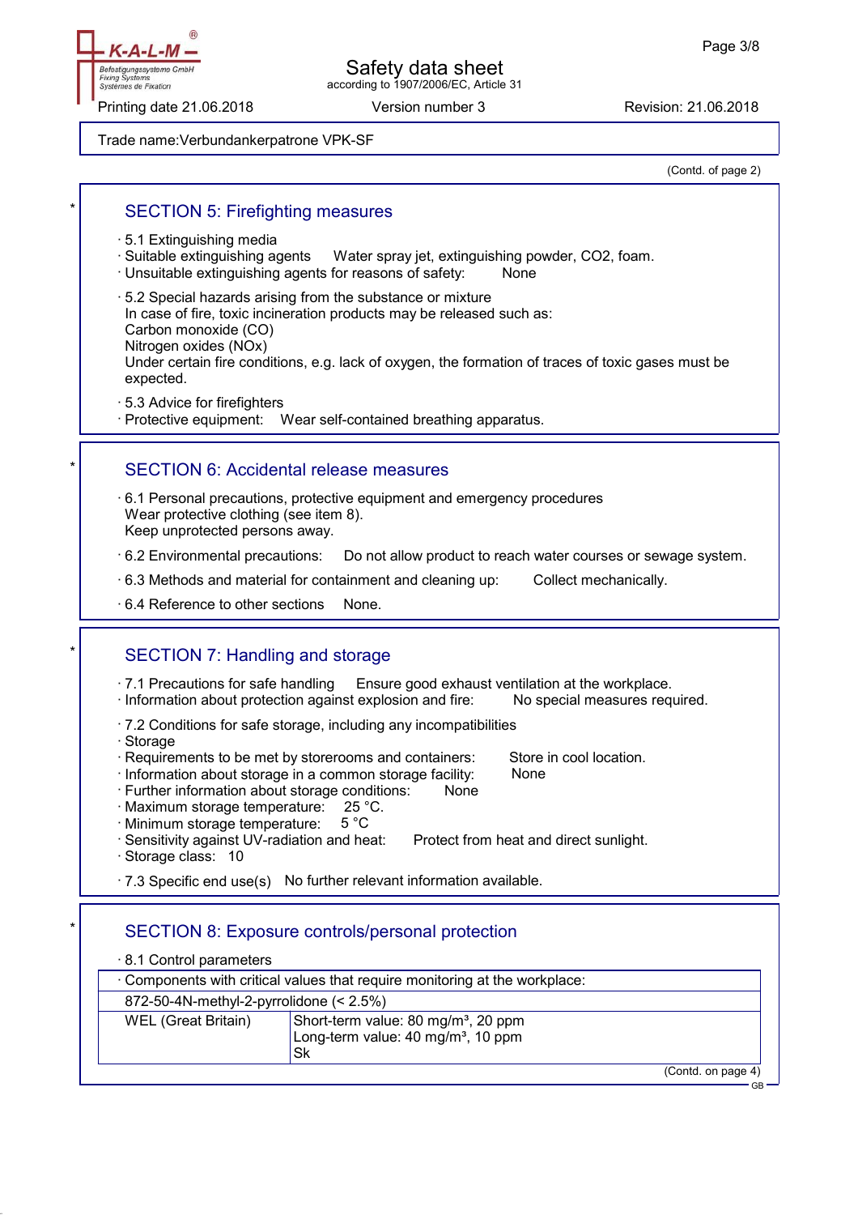Trade name: Verbundankerpatrone VPK-SF

(Contd. of page 2)

## SECTION 5: Firefighting measures

- 5.1 Extinguishing media
- Suitable extinguishing agents Water spray jet, extinguishing powder, $CO_2$, foam.
- Unsuitable extinguishing agents for reasons of safety: None
- 5.2 Special hazards arising from the substance or mixture
  In case of fire, toxic incineration products may be released such as:
  Carbon monoxide (CO)
  Nitrogen oxides ($NO_x$)
  Under certain fire conditions, e.g. lack of oxygen, the formation of traces of toxic gases must be expected.
- 5.3 Advice for firefighters
- Protective equipment: Wear self-contained breathing apparatus.

## SECTION 6: Accidental release measures

- 6.1 Personal precautions, protective equipment and emergency procedures
  Wear protective clothing (see item 8).
  Keep unprotected persons away.
- 6.2 Environmental precautions: Do not allow product to reach water courses or sewage system.
- 6.3 Methods and material for containment and cleaning up: Collect mechanically.
- 6.4 Reference to other sections None.

## SECTION 7: Handling and storage

- 7.1 Precautions for safe handling Ensure good exhaust ventilation at the workplace.
- Information about protection against explosion and fire: No special measures required.
- 7.2 Conditions for safe storage, including any incompatibilities
- Storage
- Requirements to be met by storerooms and containers: Store in cool location.
- Information about storage in a common storage facility: None
- Further information about storage conditions: None
- Maximum storage temperature: 25 °C.
- Minimum storage temperature: 5 °C
- Sensitivity against UV-radiation and heat: Protect from heat and direct sunlight.
- Storage class: 10
- 7.3 Specific end use(s) No further relevant information available.

## SECTION 8: Exposure controls/personal protection

- 8.1 Control parameters

| Components with critical values that require monitoring at the workplace: | |
|---|---|
| 872-50-4N-methyl-2-pyrrolidone (< 2.5%) | |
| WEL (Great Britain) | Short-term value: 80 mg/m³, 20 ppm<br>Long-term value: 40 mg/m³, 10 ppm<br>Sk |

(Contd. on page 4)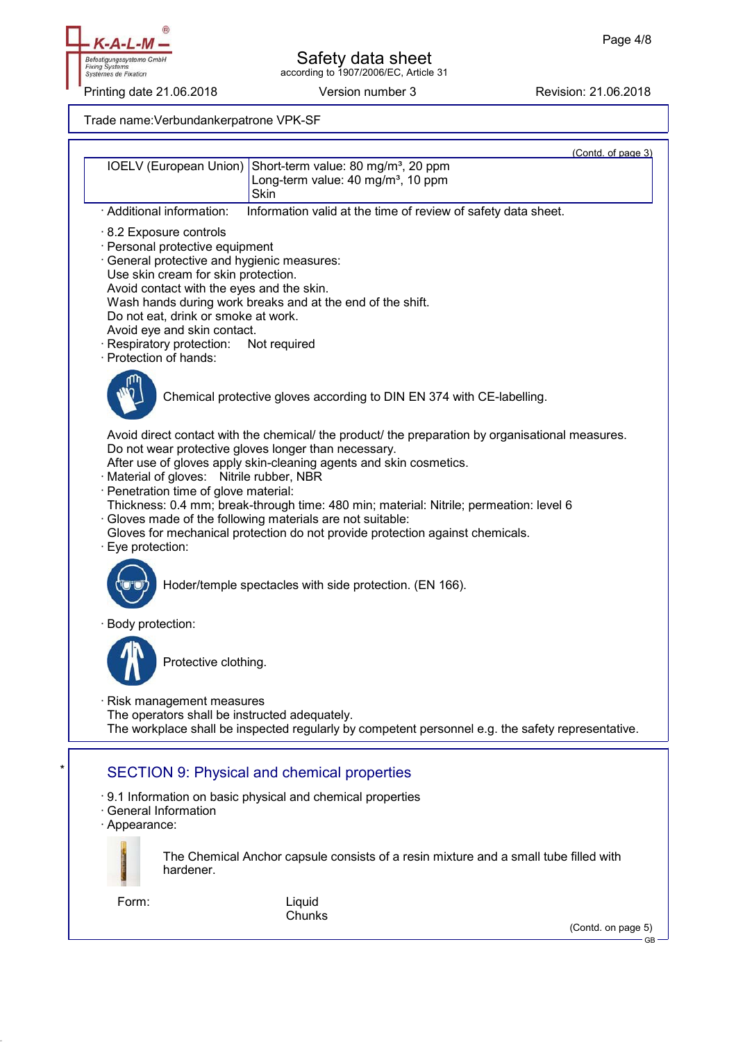Trade name:Verbundankerpatrone VPK-SF

(Contd. of page 3)

| IOELV (European Union) | Short-term value: 80 mg/m³, 20 ppm<br>Long-term value: 40 mg/m³, 10 ppm<br>Skin |
|---|---|

· Additional information: Information valid at the time of review of safety data sheet.

· 8.2 Exposure controls
· Personal protective equipment
· General protective and hygienic measures:
Use skin cream for skin protection.
Avoid contact with the eyes and the skin.
Wash hands during work breaks and at the end of the shift.
Do not eat, drink or smoke at work.
Avoid eye and skin contact.
· Respiratory protection: Not required
· Protection of hands:

Chemical protective gloves according to DIN EN 374 with CE-labelling.

Avoid direct contact with the chemical/ the product/ the preparation by organisational measures.
Do not wear protective gloves longer than necessary.
After use of gloves apply skin-cleaning agents and skin cosmetics.
· Material of gloves: Nitrile rubber, NBR
· Penetration time of glove material:
Thickness: 0.4 mm; break-through time: 480 min; material: Nitrile; permeation: level 6
· Gloves made of the following materials are not suitable:
Gloves for mechanical protection do not provide protection against chemicals.
· Eye protection:

Hoder/temple spectacles with side protection. (EN 166).

· Body protection:

Protective clothing.

· Risk management measures
The operators shall be instructed adequately.
The workplace shall be inspected regularly by competent personnel e.g. the safety representative.

\*

## SECTION 9: Physical and chemical properties

· 9.1 Information on basic physical and chemical properties
· General Information
· Appearance:

The Chemical Anchor capsule consists of a resin mixture and a small tube filled with hardener.

Form: Liquid
Chunks

(Contd. on page 5)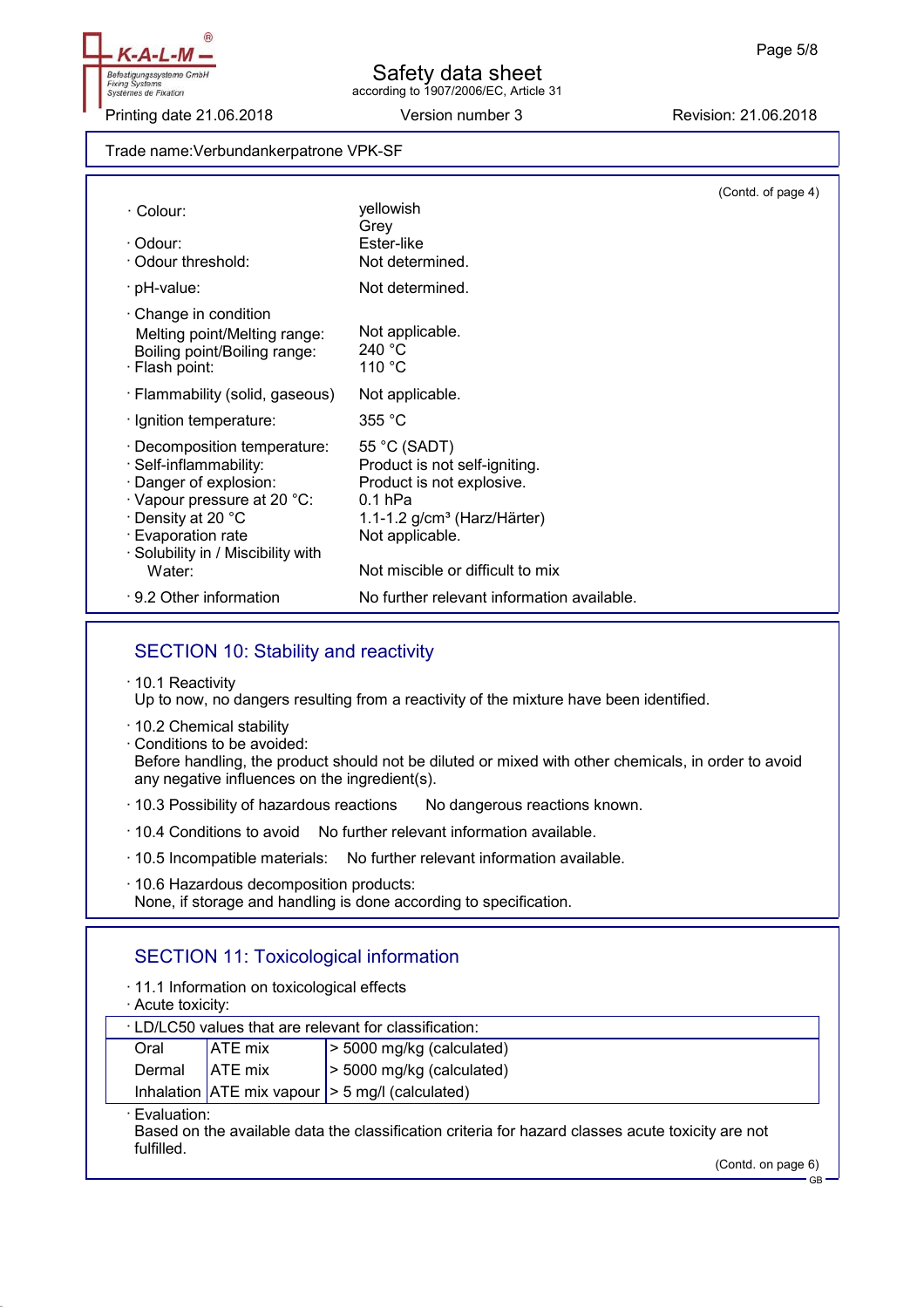Trade name: Verbundankerpatrone VPK-SF

(Contd. of page 4)

· Colour: yellowish Grey
· Odour: Ester-like
· Odour threshold: Not determined.

· pH-value: Not determined.

· Change in condition
Melting point/Melting range: Not applicable.
Boiling point/Boiling range: 240 °C
· Flash point: 110 °C

· Flammability (solid, gaseous) Not applicable.

· Ignition temperature: 355 °C

· Decomposition temperature: 55 °C (SADT)
· Self-inflammability: Product is not self-igniting.
· Danger of explosion: Product is not explosive.
· Vapour pressure at 20 °C: 0.1 hPa
· Density at 20 °C 1.1-1.2 g/cm³ (Harz/Härter)
· Evaporation rate Not applicable.
· Solubility in / Miscibility with
Water: Not miscible or difficult to mix

· 9.2 Other information No further relevant information available.

## SECTION 10: Stability and reactivity

· 10.1 Reactivity
Up to now, no dangers resulting from a reactivity of the mixture have been identified.

· 10.2 Chemical stability
· Conditions to be avoided:
Before handling, the product should not be diluted or mixed with other chemicals, in order to avoid any negative influences on the ingredient(s).

· 10.3 Possibility of hazardous reactions No dangerous reactions known.

· 10.4 Conditions to avoid No further relevant information available.

· 10.5 Incompatible materials: No further relevant information available.

· 10.6 Hazardous decomposition products:
None, if storage and handling is done according to specification.

## SECTION 11: Toxicological information

· 11.1 Information on toxicological effects
· Acute toxicity:

| · LD/LC50 values that are relevant for classification: | | |
|---|---|---|
| Oral | ATE mix | > 5000 mg/kg (calculated) |
| Dermal | ATE mix | > 5000 mg/kg (calculated) |
| Inhalation | ATE mix vapour | > 5 mg/l (calculated) |

· Evaluation:
Based on the available data the classification criteria for hazard classes acute toxicity are not fulfilled.

(Contd. on page 6)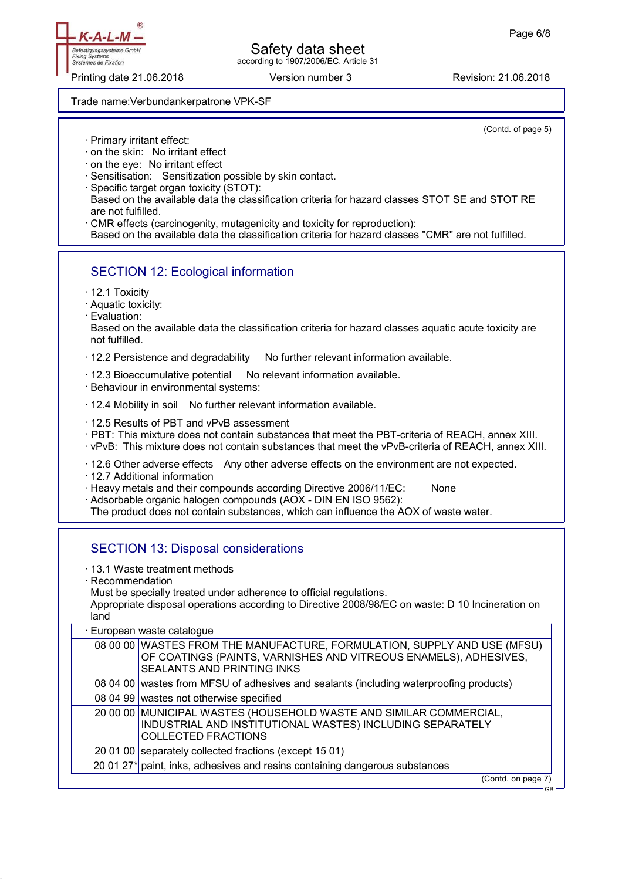Trade name:Verbundankerpatrone VPK-SF

(Contd. of page 5)

· Primary irritant effect:
· on the skin: No irritant effect
· on the eye: No irritant effect
· Sensitisation: Sensitization possible by skin contact.
· Specific target organ toxicity (STOT):
Based on the available data the classification criteria for hazard classes STOT SE and STOT RE are not fulfilled.
· CMR effects (carcinogenity, mutagenicity and toxicity for reproduction):
Based on the available data the classification criteria for hazard classes "CMR" are not fulfilled.

## SECTION 12: Ecological information

· 12.1 Toxicity
· Aquatic toxicity:
· Evaluation:
Based on the available data the classification criteria for hazard classes aquatic acute toxicity are not fulfilled.

· 12.2 Persistence and degradability No further relevant information available.

· 12.3 Bioaccumulative potential No relevant information available.
· Behaviour in environmental systems:

· 12.4 Mobility in soil No further relevant information available.

· 12.5 Results of PBT and vPvB assessment
· PBT: This mixture does not contain substances that meet the PBT-criteria of REACH, annex XIII.
· vPvB: This mixture does not contain substances that meet the vPvB-criteria of REACH, annex XIII.

· 12.6 Other adverse effects Any other adverse effects on the environment are not expected.
· 12.7 Additional information
· Heavy metals and their compounds according Directive 2006/11/EC: None
· Adsorbable organic halogen compounds (AOX - DIN EN ISO 9562):
The product does not contain substances, which can influence the AOX of waste water.

## SECTION 13: Disposal considerations

· 13.1 Waste treatment methods
· Recommendation
Must be specially treated under adherence to official regulations.
Appropriate disposal operations according to Directive 2008/98/EC on waste: D 10 Incineration on land

· European waste catalogue

| | |
|---|---|
| 08 00 00 | WASTES FROM THE MANUFACTURE, FORMULATION, SUPPLY AND USE (MFSU) OF COATINGS (PAINTS, VARNISHES AND VITREOUS ENAMELS), ADHESIVES, SEALANTS AND PRINTING INKS |
| 08 04 00 | wastes from MFSU of adhesives and sealants (including waterproofing products) |
| 08 04 99 | wastes not otherwise specified |
| 20 00 00 | MUNICIPAL WASTES (HOUSEHOLD WASTE AND SIMILAR COMMERCIAL, INDUSTRIAL AND INSTITUTIONAL WASTES) INCLUDING SEPARATELY COLLECTED FRACTIONS |
| 20 01 00 | separately collected fractions (except 15 01) |
| 20 01 27* | paint, inks, adhesives and resins containing dangerous substances |

(Contd. on page 7)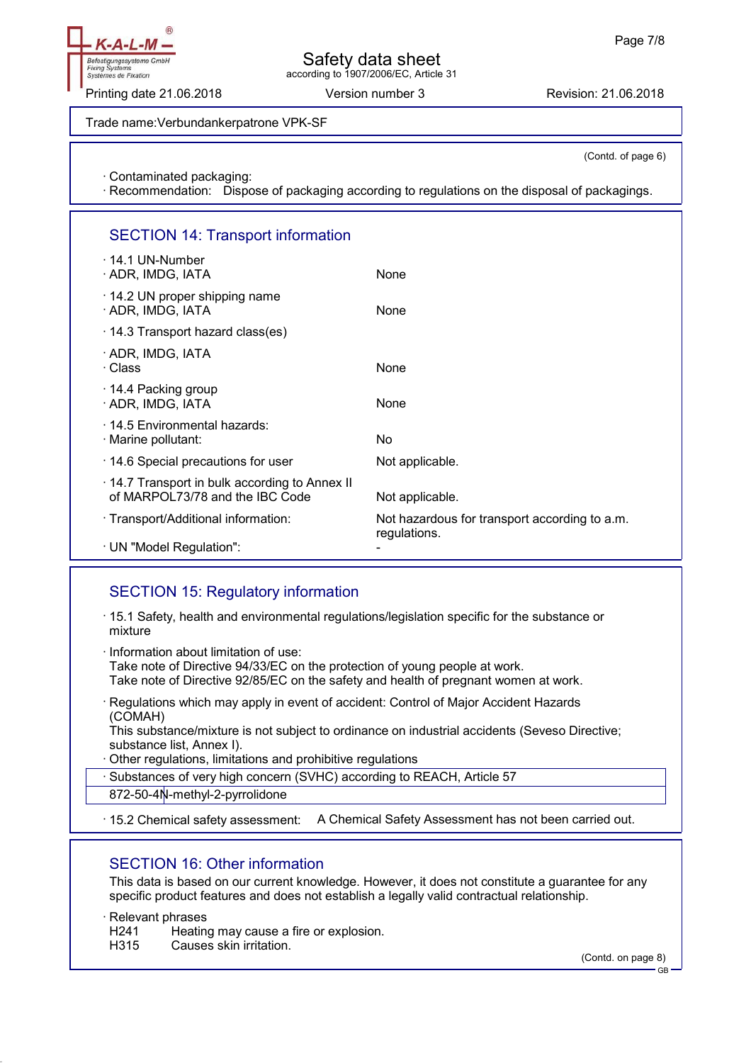Trade name: Verbundankerpatrone VPK-SF

(Contd. of page 6)

· Contaminated packaging:
· Recommendation: Dispose of packaging according to regulations on the disposal of packagings.

## SECTION 14: Transport information

| | |
|---|---|
| · 14.1 UN-Number | |
| · ADR, IMDG, IATA | None |
| · 14.2 UN proper shipping name | |
| · ADR, IMDG, IATA | None |
| · 14.3 Transport hazard class(es) | |
| · ADR, IMDG, IATA | |
| · Class | None |
| · 14.4 Packing group | |
| · ADR, IMDG, IATA | None |
| · 14.5 Environmental hazards: | |
| · Marine pollutant: | No |
| · 14.6 Special precautions for user | Not applicable. |
| · 14.7 Transport in bulk according to Annex II of MARPOL73/78 and the IBC Code | Not applicable. |
| · Transport/Additional information: | Not hazardous for transport according to a.m. regulations. |
| · UN "Model Regulation": | - |

## SECTION 15: Regulatory information

· 15.1 Safety, health and environmental regulations/legislation specific for the substance or mixture

· Information about limitation of use:
Take note of Directive 94/33/EC on the protection of young people at work.
Take note of Directive 92/85/EC on the safety and health of pregnant women at work.

· Regulations which may apply in event of accident: Control of Major Accident Hazards (COMAH)
This substance/mixture is not subject to ordinance on industrial accidents (Seveso Directive; substance list, Annex I).
· Other regulations, limitations and prohibitive regulations

| · Substances of very high concern (SVHC) according to REACH, Article 57 | |
|---|---|
| 872-50-4 | N-methyl-2-pyrrolidone |

· 15.2 Chemical safety assessment: A Chemical Safety Assessment has not been carried out.

## SECTION 16: Other information

This data is based on our current knowledge. However, it does not constitute a guarantee for any specific product features and does not establish a legally valid contractual relationship.

· Relevant phrases
H241 Heating may cause a fire or explosion.
H315 Causes skin irritation.

(Contd. on page 8)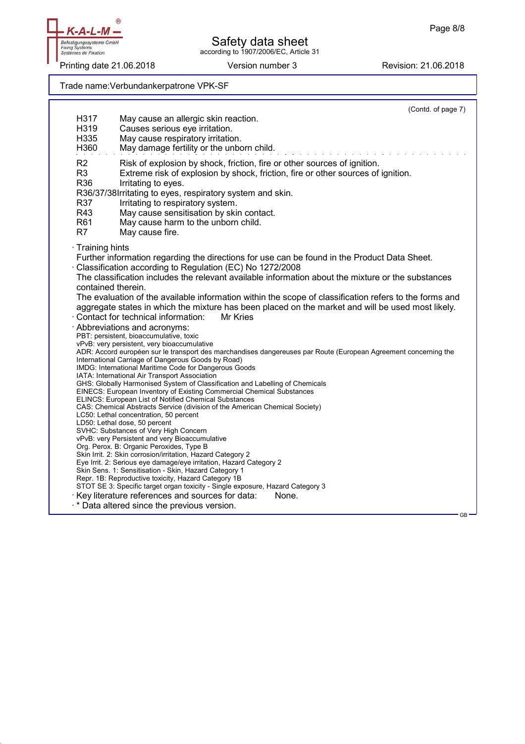Trade name:Verbundankerpatrone VPK-SF

(Contd. of page 7)

| | |
|---|---|
| H317 | May cause an allergic skin reaction. |
| H319 | Causes serious eye irritation. |
| H335 | May cause respiratory irritation. |
| H360 | May damage fertility or the unborn child. |

| | |
|---|---|
| R2 | Risk of explosion by shock, friction, fire or other sources of ignition. |
| R3 | Extreme risk of explosion by shock, friction, fire or other sources of ignition. |
| R36 | Irritating to eyes. |
| R36/37/38 | Irritating to eyes, respiratory system and skin. |
| R37 | Irritating to respiratory system. |
| R43 | May cause sensitisation by skin contact. |
| R61 | May cause harm to the unborn child. |
| R7 | May cause fire. |

· Training hints
Further information regarding the directions for use can be found in the Product Data Sheet.

· Classification according to Regulation (EC) No 1272/2008
The classification includes the relevant available information about the mixture or the substances contained therein.
The evaluation of the available information within the scope of classification refers to the forms and aggregate states in which the mixture has been placed on the market and will be used most likely.

· Contact for technical information: Mr Kries

· Abbreviations and acronyms:
PBT: persistent, bioaccumulative, toxic
vPvB: very persistent, very bioaccumulative
ADR: Accord européen sur le transport des marchandises dangereuses par Route (European Agreement concerning the International Carriage of Dangerous Goods by Road)
IMDG: International Maritime Code for Dangerous Goods
IATA: International Air Transport Association
GHS: Globally Harmonised System of Classification and Labelling of Chemicals
EINECS: European Inventory of Existing Commercial Chemical Substances
ELINCS: European List of Notified Chemical Substances
CAS: Chemical Abstracts Service (division of the American Chemical Society)
LC50: Lethal concentration, 50 percent
LD50: Lethal dose, 50 percent
SVHC: Substances of Very High Concern
vPvB: very Persistent and very Bioaccumulative
Org. Perox. B: Organic Peroxides, Type B
Skin Irrit. 2: Skin corrosion/irritation, Hazard Category 2
Eye Irrit. 2: Serious eye damage/eye irritation, Hazard Category 2
Skin Sens. 1: Sensitisation - Skin, Hazard Category 1
Repr. 1B: Reproductive toxicity, Hazard Category 1B
STOT SE 3: Specific target organ toxicity - Single exposure, Hazard Category 3

· Key literature references and sources for data: None.

· * Data altered since the previous version.